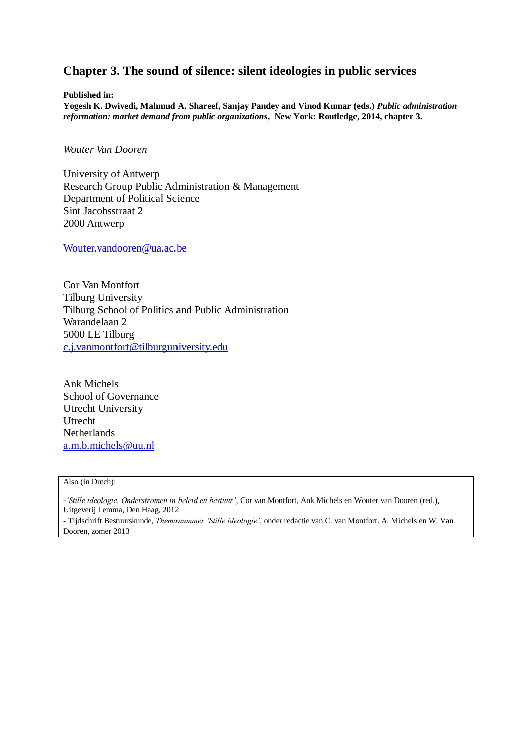# Chapter 3. The sound of silence: silent ideologies in public services

**Published in:**
**Yogesh K. Dwivedi, Mahmud A. Shareef, Sanjay Pandey and Vinod Kumar (eds.)** ***Public administration reformation: market demand from public organizations*****, New York: Routledge, 2014, chapter 3.**

*Wouter Van Dooren*

University of Antwerp
Research Group Public Administration & Management
Department of Political Science
Sint Jacobsstraat 2
2000 Antwerp

Wouter.vandooren@ua.ac.be

Cor Van Montfort
Tilburg University
Tilburg School of Politics and Public Administration
Warandelaan 2
5000 LE Tilburg
c.j.vanmontfort@tilburguniversity.edu

Ank Michels
School of Governance
Utrecht University
Utrecht
Netherlands
a.m.b.michels@uu.nl

Also (in Dutch):

- *'Stille ideologie. Onderstromen in beleid en bestuur'*, Cor van Montfort, Ank Michels en Wouter van Dooren (red.), Uitgeverij Lemma, Den Haag, 2012
- Tijdschrift Bestuurskunde, *Themanummer 'Stille ideologie'*, onder redactie van C. van Montfort. A. Michels en W. Van Dooren, zomer 2013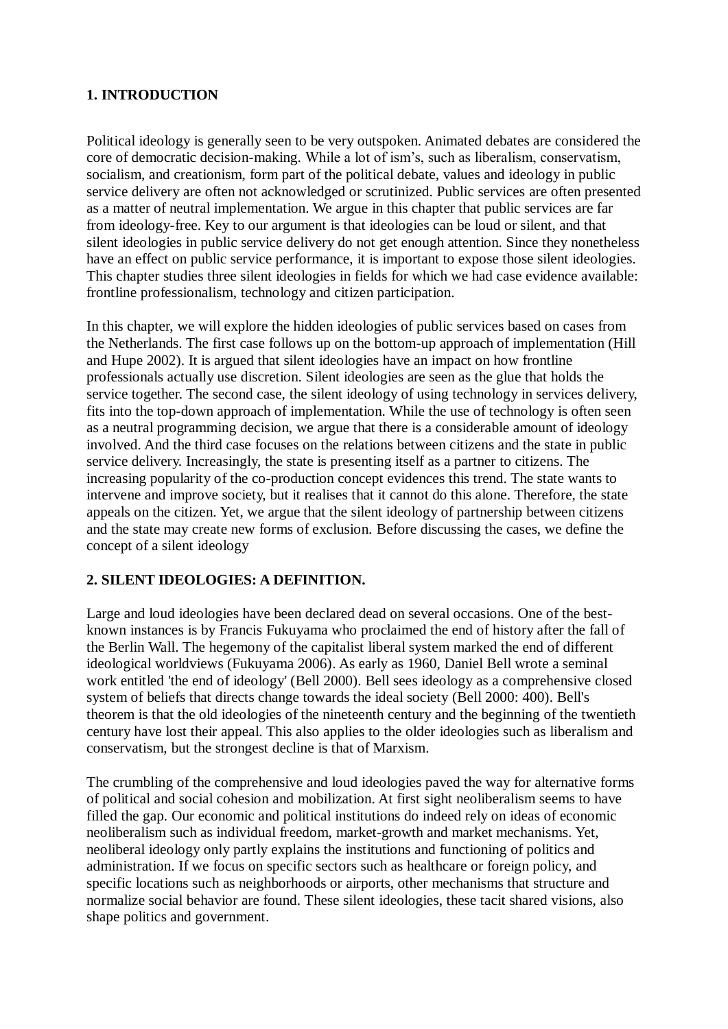## 1. INTRODUCTION

Political ideology is generally seen to be very outspoken. Animated debates are considered the core of democratic decision-making. While a lot of ism's, such as liberalism, conservatism, socialism, and creationism, form part of the political debate, values and ideology in public service delivery are often not acknowledged or scrutinized. Public services are often presented as a matter of neutral implementation. We argue in this chapter that public services are far from ideology-free. Key to our argument is that ideologies can be loud or silent, and that silent ideologies in public service delivery do not get enough attention. Since they nonetheless have an effect on public service performance, it is important to expose those silent ideologies. This chapter studies three silent ideologies in fields for which we had case evidence available: frontline professionalism, technology and citizen participation.

In this chapter, we will explore the hidden ideologies of public services based on cases from the Netherlands. The first case follows up on the bottom-up approach of implementation (Hill and Hupe 2002). It is argued that silent ideologies have an impact on how frontline professionals actually use discretion. Silent ideologies are seen as the glue that holds the service together. The second case, the silent ideology of using technology in services delivery, fits into the top-down approach of implementation. While the use of technology is often seen as a neutral programming decision, we argue that there is a considerable amount of ideology involved. And the third case focuses on the relations between citizens and the state in public service delivery. Increasingly, the state is presenting itself as a partner to citizens. The increasing popularity of the co-production concept evidences this trend. The state wants to intervene and improve society, but it realises that it cannot do this alone. Therefore, the state appeals on the citizen. Yet, we argue that the silent ideology of partnership between citizens and the state may create new forms of exclusion. Before discussing the cases, we define the concept of a silent ideology

## 2. SILENT IDEOLOGIES: A DEFINITION.

Large and loud ideologies have been declared dead on several occasions. One of the best-known instances is by Francis Fukuyama who proclaimed the end of history after the fall of the Berlin Wall. The hegemony of the capitalist liberal system marked the end of different ideological worldviews (Fukuyama 2006). As early as 1960, Daniel Bell wrote a seminal work entitled 'the end of ideology' (Bell 2000). Bell sees ideology as a comprehensive closed system of beliefs that directs change towards the ideal society (Bell 2000: 400). Bell's theorem is that the old ideologies of the nineteenth century and the beginning of the twentieth century have lost their appeal. This also applies to the older ideologies such as liberalism and conservatism, but the strongest decline is that of Marxism.

The crumbling of the comprehensive and loud ideologies paved the way for alternative forms of political and social cohesion and mobilization. At first sight neoliberalism seems to have filled the gap. Our economic and political institutions do indeed rely on ideas of economic neoliberalism such as individual freedom, market-growth and market mechanisms. Yet, neoliberal ideology only partly explains the institutions and functioning of politics and administration. If we focus on specific sectors such as healthcare or foreign policy, and specific locations such as neighborhoods or airports, other mechanisms that structure and normalize social behavior are found. These silent ideologies, these tacit shared visions, also shape politics and government.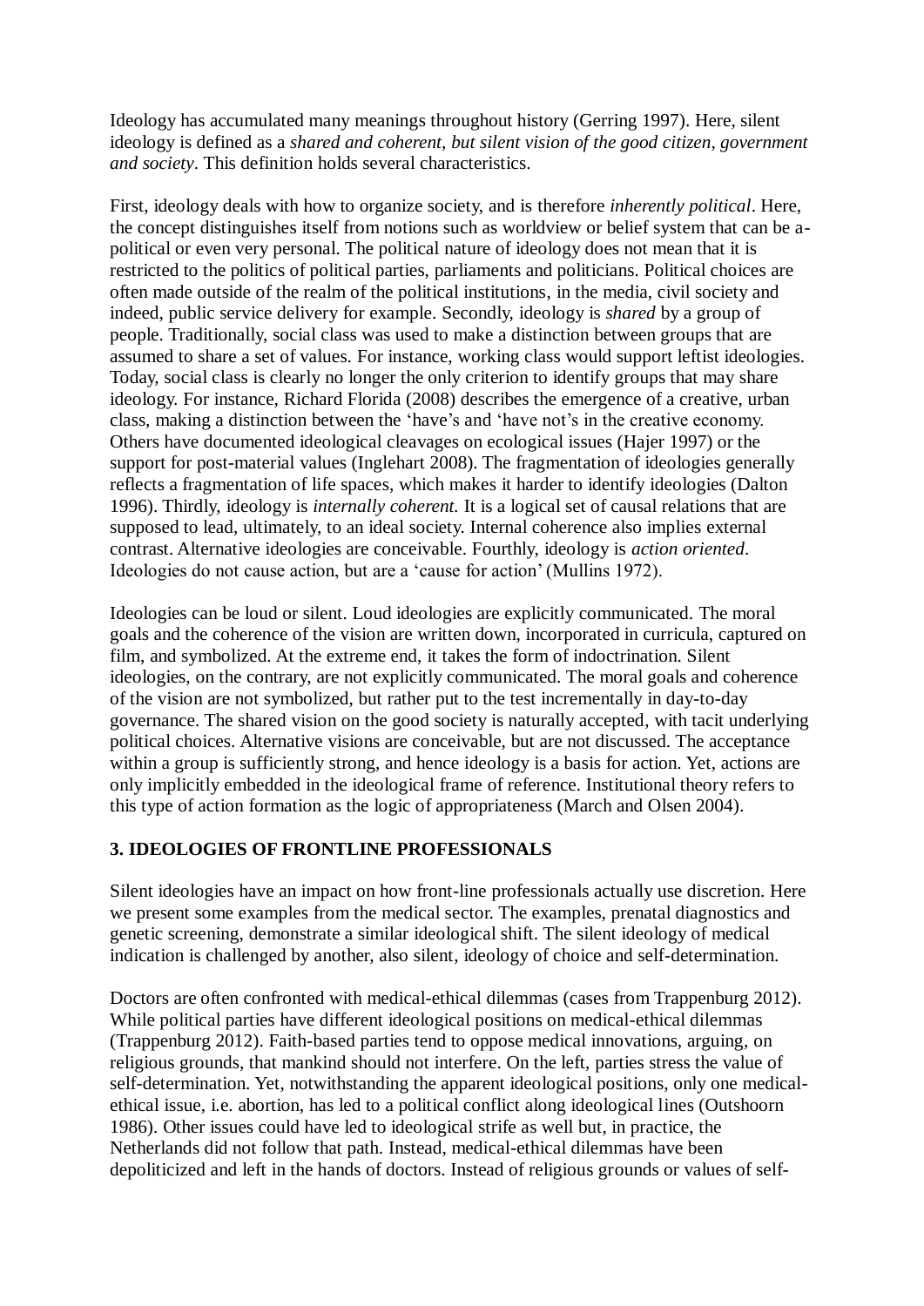Ideology has accumulated many meanings throughout history (Gerring 1997). Here, silent ideology is defined as a *shared and coherent, but silent vision of the good citizen, government and society*. This definition holds several characteristics.

First, ideology deals with how to organize society, and is therefore *inherently political*. Here, the concept distinguishes itself from notions such as worldview or belief system that can be a-political or even very personal. The political nature of ideology does not mean that it is restricted to the politics of political parties, parliaments and politicians. Political choices are often made outside of the realm of the political institutions, in the media, civil society and indeed, public service delivery for example. Secondly, ideology is *shared* by a group of people. Traditionally, social class was used to make a distinction between groups that are assumed to share a set of values. For instance, working class would support leftist ideologies. Today, social class is clearly no longer the only criterion to identify groups that may share ideology. For instance, Richard Florida (2008) describes the emergence of a creative, urban class, making a distinction between the 'have's and 'have not's in the creative economy. Others have documented ideological cleavages on ecological issues (Hajer 1997) or the support for post-material values (Inglehart 2008). The fragmentation of ideologies generally reflects a fragmentation of life spaces, which makes it harder to identify ideologies (Dalton 1996). Thirdly, ideology is *internally coherent.* It is a logical set of causal relations that are supposed to lead, ultimately, to an ideal society. Internal coherence also implies external contrast. Alternative ideologies are conceivable. Fourthly, ideology is *action oriented*. Ideologies do not cause action, but are a 'cause for action' (Mullins 1972).

Ideologies can be loud or silent. Loud ideologies are explicitly communicated. The moral goals and the coherence of the vision are written down, incorporated in curricula, captured on film, and symbolized. At the extreme end, it takes the form of indoctrination. Silent ideologies, on the contrary, are not explicitly communicated. The moral goals and coherence of the vision are not symbolized, but rather put to the test incrementally in day-to-day governance. The shared vision on the good society is naturally accepted, with tacit underlying political choices. Alternative visions are conceivable, but are not discussed. The acceptance within a group is sufficiently strong, and hence ideology is a basis for action. Yet, actions are only implicitly embedded in the ideological frame of reference. Institutional theory refers to this type of action formation as the logic of appropriateness (March and Olsen 2004).

## 3. IDEOLOGIES OF FRONTLINE PROFESSIONALS

Silent ideologies have an impact on how front-line professionals actually use discretion. Here we present some examples from the medical sector. The examples, prenatal diagnostics and genetic screening, demonstrate a similar ideological shift. The silent ideology of medical indication is challenged by another, also silent, ideology of choice and self-determination.

Doctors are often confronted with medical-ethical dilemmas (cases from Trappenburg 2012). While political parties have different ideological positions on medical-ethical dilemmas (Trappenburg 2012). Faith-based parties tend to oppose medical innovations, arguing, on religious grounds, that mankind should not interfere. On the left, parties stress the value of self-determination. Yet, notwithstanding the apparent ideological positions, only one medical-ethical issue, i.e. abortion, has led to a political conflict along ideological lines (Outshoorn 1986). Other issues could have led to ideological strife as well but, in practice, the Netherlands did not follow that path. Instead, medical-ethical dilemmas have been depoliticized and left in the hands of doctors. Instead of religious grounds or values of self-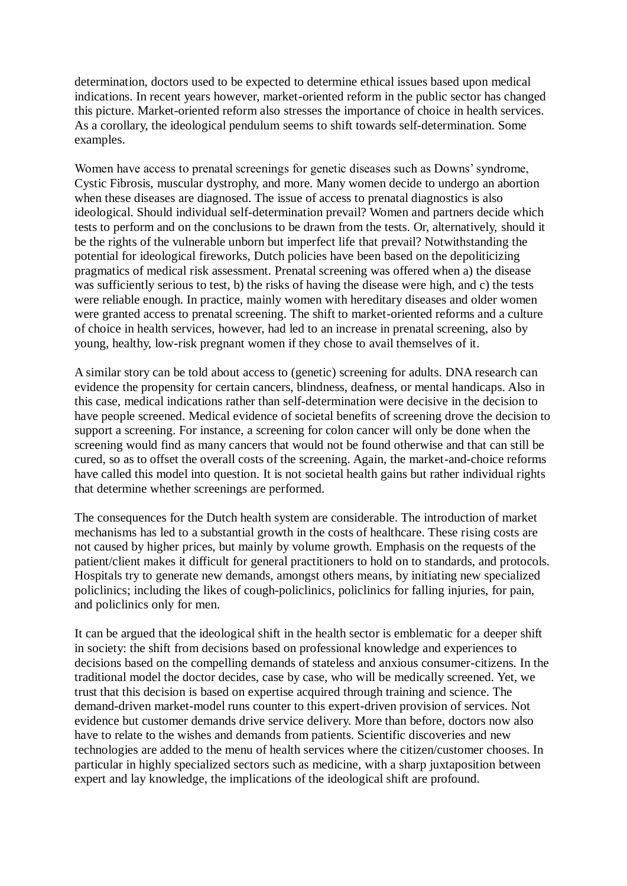determination, doctors used to be expected to determine ethical issues based upon medical indications. In recent years however, market-oriented reform in the public sector has changed this picture. Market-oriented reform also stresses the importance of choice in health services. As a corollary, the ideological pendulum seems to shift towards self-determination. Some examples.

Women have access to prenatal screenings for genetic diseases such as Downs' syndrome, Cystic Fibrosis, muscular dystrophy, and more. Many women decide to undergo an abortion when these diseases are diagnosed. The issue of access to prenatal diagnostics is also ideological. Should individual self-determination prevail? Women and partners decide which tests to perform and on the conclusions to be drawn from the tests. Or, alternatively, should it be the rights of the vulnerable unborn but imperfect life that prevail? Notwithstanding the potential for ideological fireworks, Dutch policies have been based on the depoliticizing pragmatics of medical risk assessment. Prenatal screening was offered when a) the disease was sufficiently serious to test, b) the risks of having the disease were high, and c) the tests were reliable enough. In practice, mainly women with hereditary diseases and older women were granted access to prenatal screening. The shift to market-oriented reforms and a culture of choice in health services, however, had led to an increase in prenatal screening, also by young, healthy, low-risk pregnant women if they chose to avail themselves of it.

A similar story can be told about access to (genetic) screening for adults. DNA research can evidence the propensity for certain cancers, blindness, deafness, or mental handicaps. Also in this case, medical indications rather than self-determination were decisive in the decision to have people screened. Medical evidence of societal benefits of screening drove the decision to support a screening. For instance, a screening for colon cancer will only be done when the screening would find as many cancers that would not be found otherwise and that can still be cured, so as to offset the overall costs of the screening. Again, the market-and-choice reforms have called this model into question. It is not societal health gains but rather individual rights that determine whether screenings are performed.

The consequences for the Dutch health system are considerable. The introduction of market mechanisms has led to a substantial growth in the costs of healthcare. These rising costs are not caused by higher prices, but mainly by volume growth. Emphasis on the requests of the patient/client makes it difficult for general practitioners to hold on to standards, and protocols. Hospitals try to generate new demands, amongst others means, by initiating new specialized policlinics; including the likes of cough-policlinics, policlinics for falling injuries, for pain, and policlinics only for men.

It can be argued that the ideological shift in the health sector is emblematic for a deeper shift in society: the shift from decisions based on professional knowledge and experiences to decisions based on the compelling demands of stateless and anxious consumer-citizens. In the traditional model the doctor decides, case by case, who will be medically screened. Yet, we trust that this decision is based on expertise acquired through training and science. The demand-driven market-model runs counter to this expert-driven provision of services. Not evidence but customer demands drive service delivery. More than before, doctors now also have to relate to the wishes and demands from patients. Scientific discoveries and new technologies are added to the menu of health services where the citizen/customer chooses. In particular in highly specialized sectors such as medicine, with a sharp juxtaposition between expert and lay knowledge, the implications of the ideological shift are profound.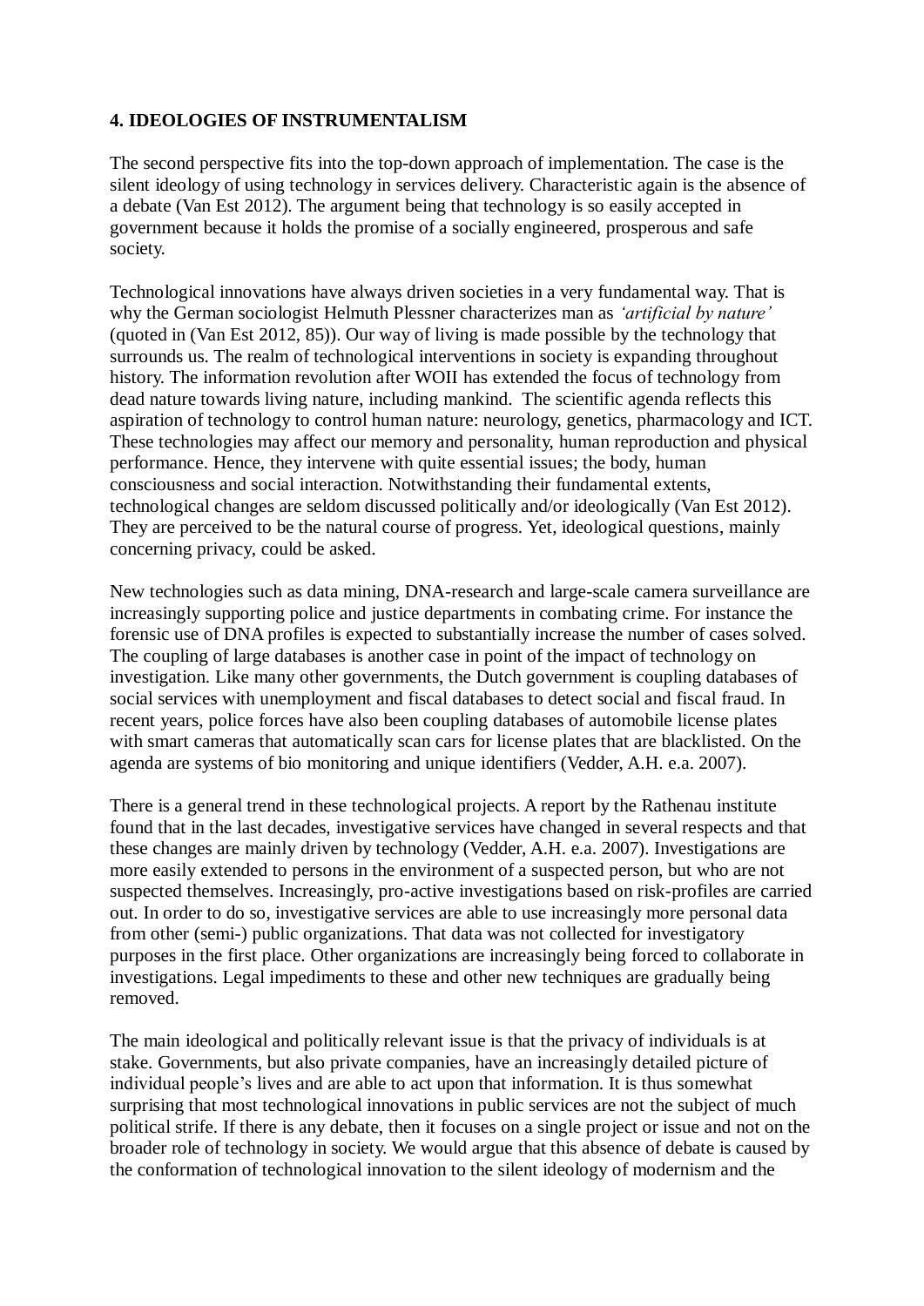## 4. IDEOLOGIES OF INSTRUMENTALISM

The second perspective fits into the top-down approach of implementation. The case is the silent ideology of using technology in services delivery. Characteristic again is the absence of a debate (Van Est 2012). The argument being that technology is so easily accepted in government because it holds the promise of a socially engineered, prosperous and safe society.

Technological innovations have always driven societies in a very fundamental way. That is why the German sociologist Helmuth Plessner characterizes man as *'artificial by nature'* (quoted in (Van Est 2012, 85)). Our way of living is made possible by the technology that surrounds us. The realm of technological interventions in society is expanding throughout history. The information revolution after WOII has extended the focus of technology from dead nature towards living nature, including mankind. The scientific agenda reflects this aspiration of technology to control human nature: neurology, genetics, pharmacology and ICT. These technologies may affect our memory and personality, human reproduction and physical performance. Hence, they intervene with quite essential issues; the body, human consciousness and social interaction. Notwithstanding their fundamental extents, technological changes are seldom discussed politically and/or ideologically (Van Est 2012). They are perceived to be the natural course of progress. Yet, ideological questions, mainly concerning privacy, could be asked.

New technologies such as data mining, DNA-research and large-scale camera surveillance are increasingly supporting police and justice departments in combating crime. For instance the forensic use of DNA profiles is expected to substantially increase the number of cases solved. The coupling of large databases is another case in point of the impact of technology on investigation. Like many other governments, the Dutch government is coupling databases of social services with unemployment and fiscal databases to detect social and fiscal fraud. In recent years, police forces have also been coupling databases of automobile license plates with smart cameras that automatically scan cars for license plates that are blacklisted. On the agenda are systems of bio monitoring and unique identifiers (Vedder, A.H. e.a. 2007).

There is a general trend in these technological projects. A report by the Rathenau institute found that in the last decades, investigative services have changed in several respects and that these changes are mainly driven by technology (Vedder, A.H. e.a. 2007). Investigations are more easily extended to persons in the environment of a suspected person, but who are not suspected themselves. Increasingly, pro-active investigations based on risk-profiles are carried out. In order to do so, investigative services are able to use increasingly more personal data from other (semi-) public organizations. That data was not collected for investigatory purposes in the first place. Other organizations are increasingly being forced to collaborate in investigations. Legal impediments to these and other new techniques are gradually being removed.

The main ideological and politically relevant issue is that the privacy of individuals is at stake. Governments, but also private companies, have an increasingly detailed picture of individual people's lives and are able to act upon that information. It is thus somewhat surprising that most technological innovations in public services are not the subject of much political strife. If there is any debate, then it focuses on a single project or issue and not on the broader role of technology in society. We would argue that this absence of debate is caused by the conformation of technological innovation to the silent ideology of modernism and the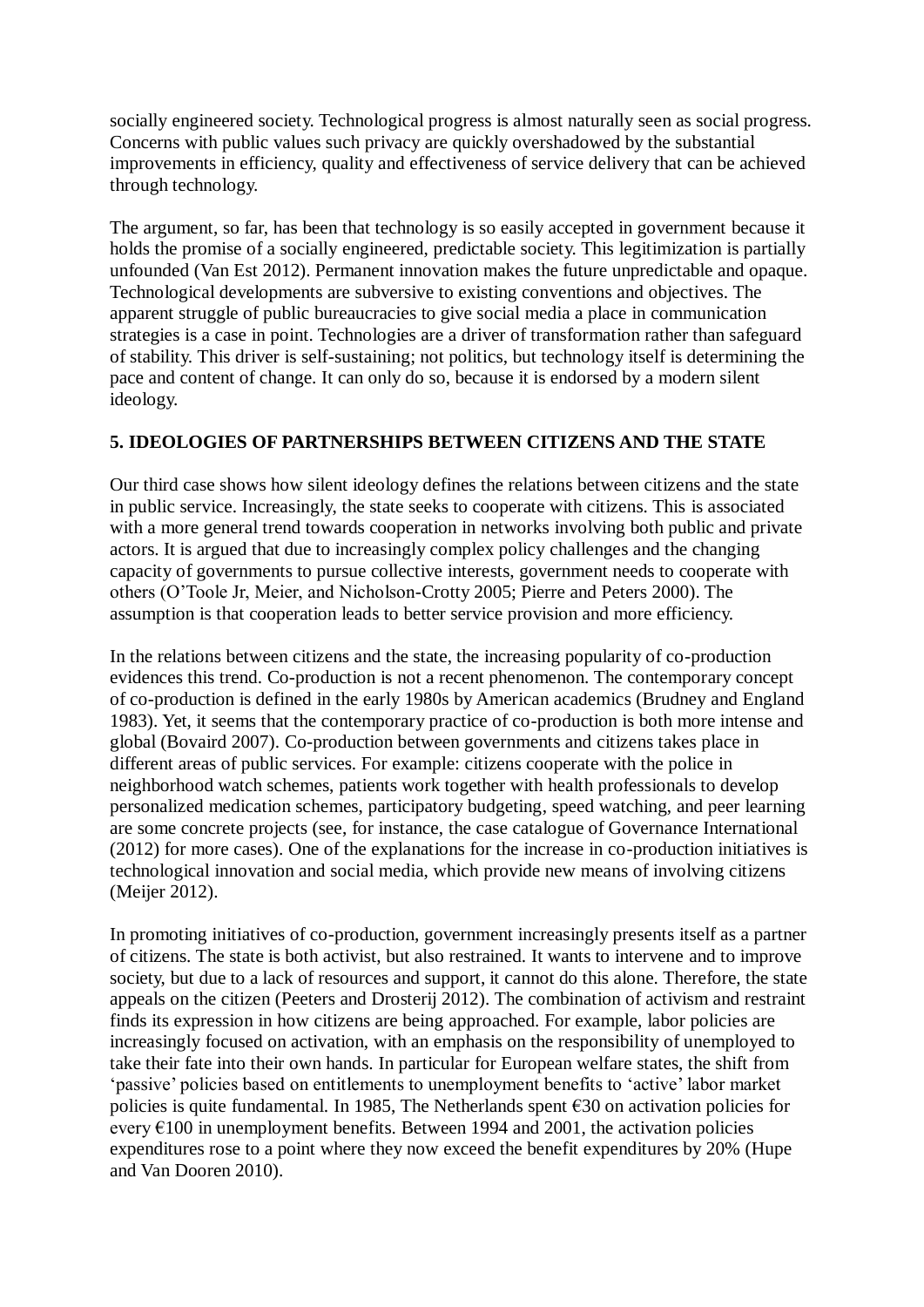socially engineered society. Technological progress is almost naturally seen as social progress. Concerns with public values such privacy are quickly overshadowed by the substantial improvements in efficiency, quality and effectiveness of service delivery that can be achieved through technology.

The argument, so far, has been that technology is so easily accepted in government because it holds the promise of a socially engineered, predictable society. This legitimization is partially unfounded (Van Est 2012). Permanent innovation makes the future unpredictable and opaque. Technological developments are subversive to existing conventions and objectives. The apparent struggle of public bureaucracies to give social media a place in communication strategies is a case in point. Technologies are a driver of transformation rather than safeguard of stability. This driver is self-sustaining; not politics, but technology itself is determining the pace and content of change. It can only do so, because it is endorsed by a modern silent ideology.

## 5. IDEOLOGIES OF PARTNERSHIPS BETWEEN CITIZENS AND THE STATE

Our third case shows how silent ideology defines the relations between citizens and the state in public service. Increasingly, the state seeks to cooperate with citizens. This is associated with a more general trend towards cooperation in networks involving both public and private actors. It is argued that due to increasingly complex policy challenges and the changing capacity of governments to pursue collective interests, government needs to cooperate with others (O'Toole Jr, Meier, and Nicholson-Crotty 2005; Pierre and Peters 2000). The assumption is that cooperation leads to better service provision and more efficiency.

In the relations between citizens and the state, the increasing popularity of co-production evidences this trend. Co-production is not a recent phenomenon. The contemporary concept of co-production is defined in the early 1980s by American academics (Brudney and England 1983). Yet, it seems that the contemporary practice of co-production is both more intense and global (Bovaird 2007). Co-production between governments and citizens takes place in different areas of public services. For example: citizens cooperate with the police in neighborhood watch schemes, patients work together with health professionals to develop personalized medication schemes, participatory budgeting, speed watching, and peer learning are some concrete projects (see, for instance, the case catalogue of Governance International (2012) for more cases). One of the explanations for the increase in co-production initiatives is technological innovation and social media, which provide new means of involving citizens (Meijer 2012).

In promoting initiatives of co-production, government increasingly presents itself as a partner of citizens. The state is both activist, but also restrained. It wants to intervene and to improve society, but due to a lack of resources and support, it cannot do this alone. Therefore, the state appeals on the citizen (Peeters and Drosterij 2012). The combination of activism and restraint finds its expression in how citizens are being approached. For example, labor policies are increasingly focused on activation, with an emphasis on the responsibility of unemployed to take their fate into their own hands. In particular for European welfare states, the shift from 'passive' policies based on entitlements to unemployment benefits to 'active' labor market policies is quite fundamental. In 1985, The Netherlands spent €30 on activation policies for every €100 in unemployment benefits. Between 1994 and 2001, the activation policies expenditures rose to a point where they now exceed the benefit expenditures by 20% (Hupe and Van Dooren 2010).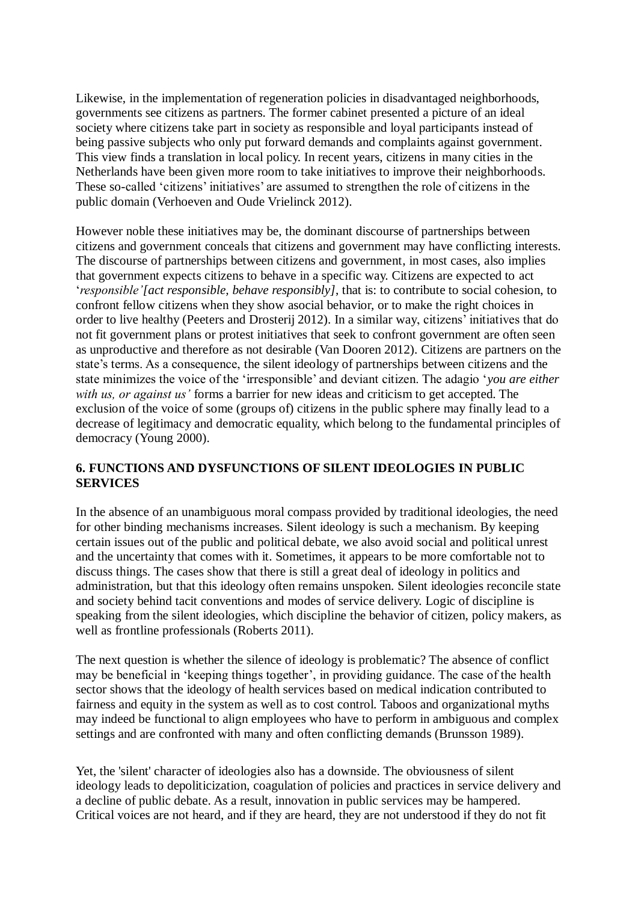Likewise, in the implementation of regeneration policies in disadvantaged neighborhoods, governments see citizens as partners. The former cabinet presented a picture of an ideal society where citizens take part in society as responsible and loyal participants instead of being passive subjects who only put forward demands and complaints against government. This view finds a translation in local policy. In recent years, citizens in many cities in the Netherlands have been given more room to take initiatives to improve their neighborhoods. These so-called 'citizens' initiatives' are assumed to strengthen the role of citizens in the public domain (Verhoeven and Oude Vrielinck 2012).

However noble these initiatives may be, the dominant discourse of partnerships between citizens and government conceals that citizens and government may have conflicting interests. The discourse of partnerships between citizens and government, in most cases, also implies that government expects citizens to behave in a specific way. Citizens are expected to act '*responsible'[act responsible, behave responsibly]*, that is: to contribute to social cohesion, to confront fellow citizens when they show asocial behavior, or to make the right choices in order to live healthy (Peeters and Drosterij 2012). In a similar way, citizens' initiatives that do not fit government plans or protest initiatives that seek to confront government are often seen as unproductive and therefore as not desirable (Van Dooren 2012). Citizens are partners on the state's terms. As a consequence, the silent ideology of partnerships between citizens and the state minimizes the voice of the 'irresponsible' and deviant citizen. The adagio '*you are either with us, or against us'* forms a barrier for new ideas and criticism to get accepted. The exclusion of the voice of some (groups of) citizens in the public sphere may finally lead to a decrease of legitimacy and democratic equality, which belong to the fundamental principles of democracy (Young 2000).

## 6. FUNCTIONS AND DYSFUNCTIONS OF SILENT IDEOLOGIES IN PUBLIC SERVICES

In the absence of an unambiguous moral compass provided by traditional ideologies, the need for other binding mechanisms increases. Silent ideology is such a mechanism. By keeping certain issues out of the public and political debate, we also avoid social and political unrest and the uncertainty that comes with it. Sometimes, it appears to be more comfortable not to discuss things. The cases show that there is still a great deal of ideology in politics and administration, but that this ideology often remains unspoken. Silent ideologies reconcile state and society behind tacit conventions and modes of service delivery. Logic of discipline is speaking from the silent ideologies, which discipline the behavior of citizen, policy makers, as well as frontline professionals (Roberts 2011).

The next question is whether the silence of ideology is problematic? The absence of conflict may be beneficial in 'keeping things together', in providing guidance. The case of the health sector shows that the ideology of health services based on medical indication contributed to fairness and equity in the system as well as to cost control. Taboos and organizational myths may indeed be functional to align employees who have to perform in ambiguous and complex settings and are confronted with many and often conflicting demands (Brunsson 1989).

Yet, the 'silent' character of ideologies also has a downside. The obviousness of silent ideology leads to depoliticization, coagulation of policies and practices in service delivery and a decline of public debate. As a result, innovation in public services may be hampered. Critical voices are not heard, and if they are heard, they are not understood if they do not fit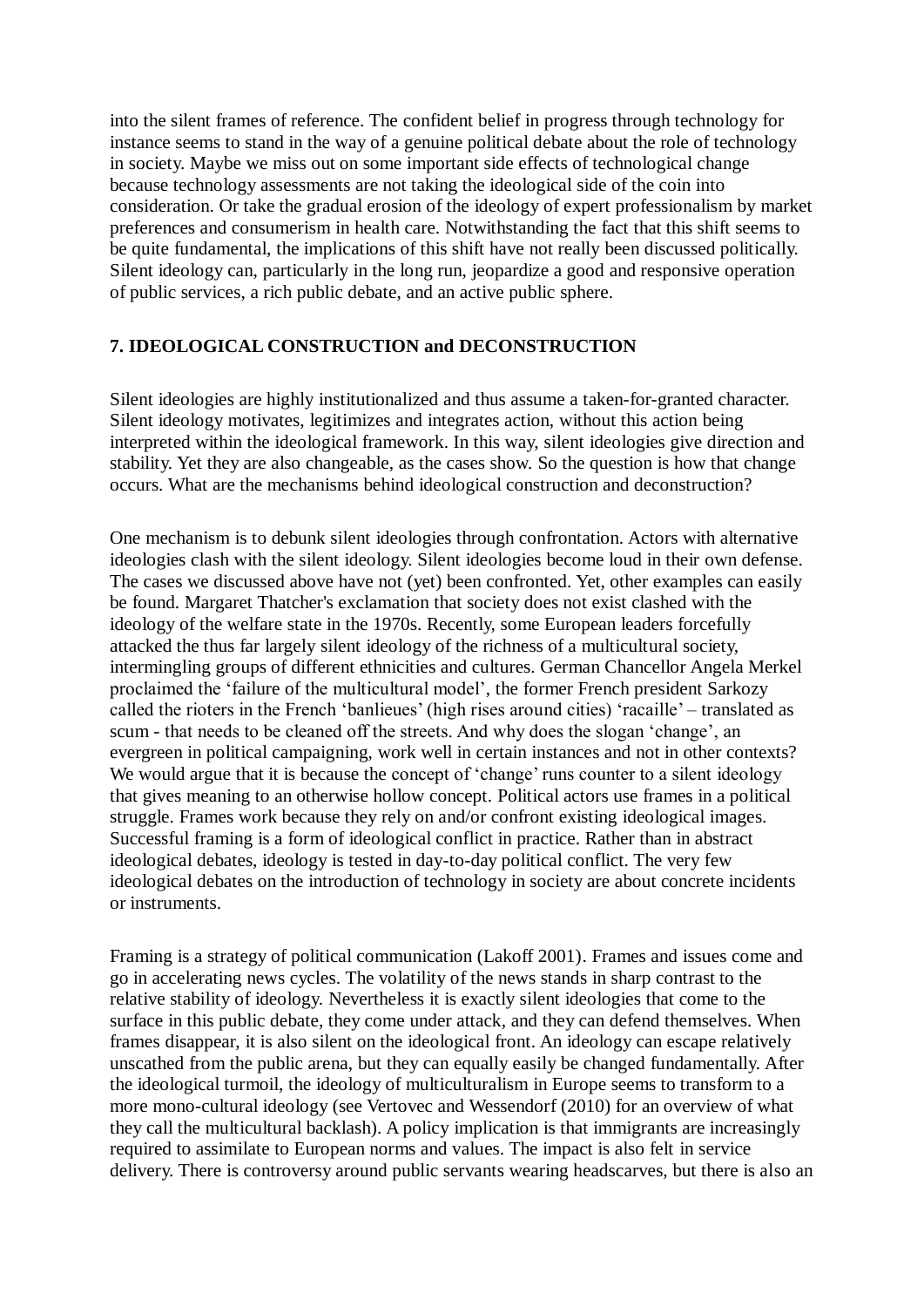into the silent frames of reference. The confident belief in progress through technology for instance seems to stand in the way of a genuine political debate about the role of technology in society. Maybe we miss out on some important side effects of technological change because technology assessments are not taking the ideological side of the coin into consideration. Or take the gradual erosion of the ideology of expert professionalism by market preferences and consumerism in health care. Notwithstanding the fact that this shift seems to be quite fundamental, the implications of this shift have not really been discussed politically. Silent ideology can, particularly in the long run, jeopardize a good and responsive operation of public services, a rich public debate, and an active public sphere.

## 7. IDEOLOGICAL CONSTRUCTION and DECONSTRUCTION

Silent ideologies are highly institutionalized and thus assume a taken-for-granted character. Silent ideology motivates, legitimizes and integrates action, without this action being interpreted within the ideological framework. In this way, silent ideologies give direction and stability. Yet they are also changeable, as the cases show. So the question is how that change occurs. What are the mechanisms behind ideological construction and deconstruction?

One mechanism is to debunk silent ideologies through confrontation. Actors with alternative ideologies clash with the silent ideology. Silent ideologies become loud in their own defense. The cases we discussed above have not (yet) been confronted. Yet, other examples can easily be found. Margaret Thatcher's exclamation that society does not exist clashed with the ideology of the welfare state in the 1970s. Recently, some European leaders forcefully attacked the thus far largely silent ideology of the richness of a multicultural society, intermingling groups of different ethnicities and cultures. German Chancellor Angela Merkel proclaimed the 'failure of the multicultural model', the former French president Sarkozy called the rioters in the French 'banlieues' (high rises around cities) 'racaille' – translated as scum - that needs to be cleaned off the streets. And why does the slogan 'change', an evergreen in political campaigning, work well in certain instances and not in other contexts? We would argue that it is because the concept of 'change' runs counter to a silent ideology that gives meaning to an otherwise hollow concept. Political actors use frames in a political struggle. Frames work because they rely on and/or confront existing ideological images. Successful framing is a form of ideological conflict in practice. Rather than in abstract ideological debates, ideology is tested in day-to-day political conflict. The very few ideological debates on the introduction of technology in society are about concrete incidents or instruments.

Framing is a strategy of political communication (Lakoff 2001). Frames and issues come and go in accelerating news cycles. The volatility of the news stands in sharp contrast to the relative stability of ideology. Nevertheless it is exactly silent ideologies that come to the surface in this public debate, they come under attack, and they can defend themselves. When frames disappear, it is also silent on the ideological front. An ideology can escape relatively unscathed from the public arena, but they can equally easily be changed fundamentally. After the ideological turmoil, the ideology of multiculturalism in Europe seems to transform to a more mono-cultural ideology (see Vertovec and Wessendorf (2010) for an overview of what they call the multicultural backlash). A policy implication is that immigrants are increasingly required to assimilate to European norms and values. The impact is also felt in service delivery. There is controversy around public servants wearing headscarves, but there is also an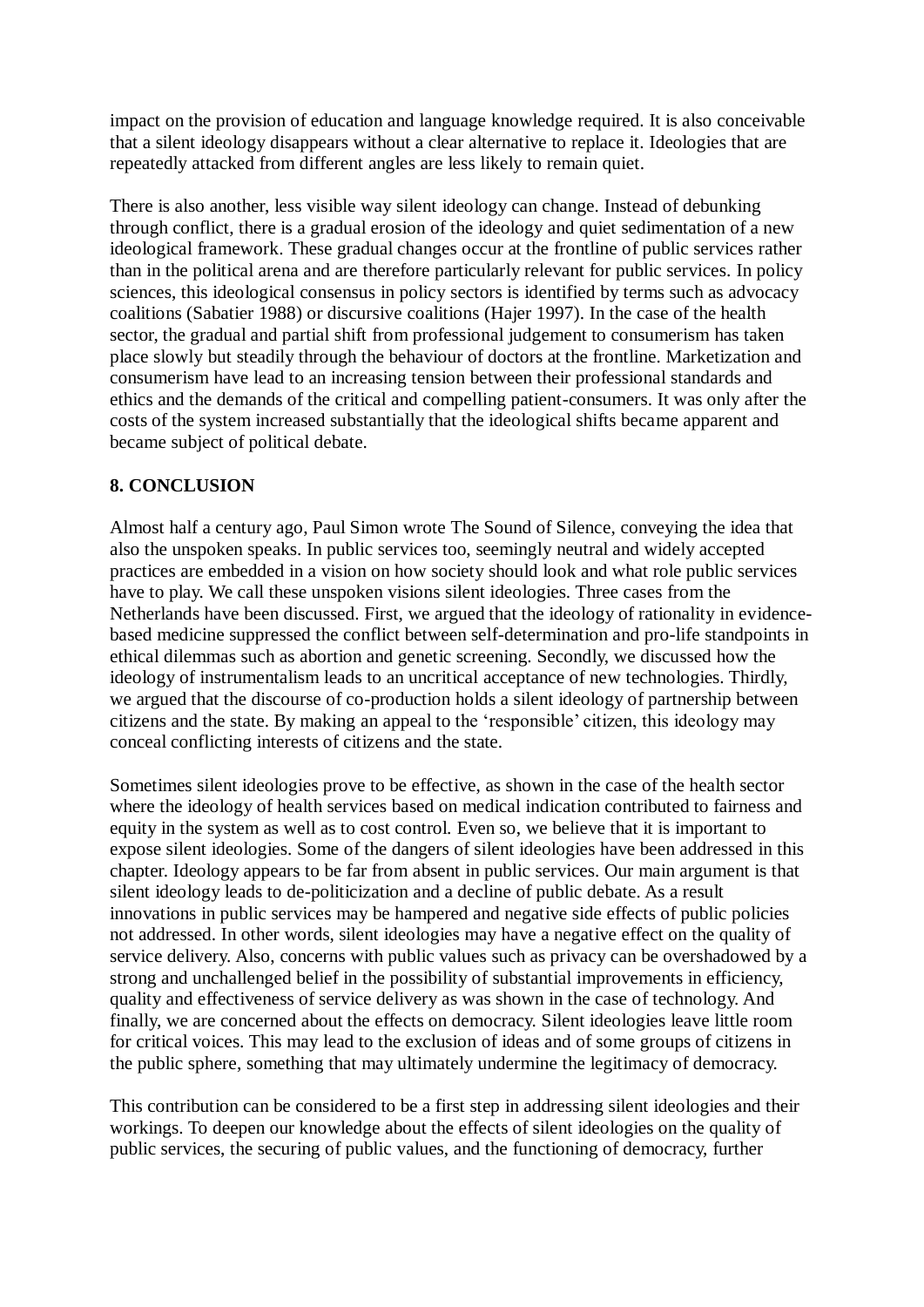impact on the provision of education and language knowledge required. It is also conceivable that a silent ideology disappears without a clear alternative to replace it. Ideologies that are repeatedly attacked from different angles are less likely to remain quiet.

There is also another, less visible way silent ideology can change. Instead of debunking through conflict, there is a gradual erosion of the ideology and quiet sedimentation of a new ideological framework. These gradual changes occur at the frontline of public services rather than in the political arena and are therefore particularly relevant for public services. In policy sciences, this ideological consensus in policy sectors is identified by terms such as advocacy coalitions (Sabatier 1988) or discursive coalitions (Hajer 1997). In the case of the health sector, the gradual and partial shift from professional judgement to consumerism has taken place slowly but steadily through the behaviour of doctors at the frontline. Marketization and consumerism have lead to an increasing tension between their professional standards and ethics and the demands of the critical and compelling patient-consumers. It was only after the costs of the system increased substantially that the ideological shifts became apparent and became subject of political debate.

## 8. CONCLUSION

Almost half a century ago, Paul Simon wrote The Sound of Silence, conveying the idea that also the unspoken speaks. In public services too, seemingly neutral and widely accepted practices are embedded in a vision on how society should look and what role public services have to play. We call these unspoken visions silent ideologies. Three cases from the Netherlands have been discussed. First, we argued that the ideology of rationality in evidence-based medicine suppressed the conflict between self-determination and pro-life standpoints in ethical dilemmas such as abortion and genetic screening. Secondly, we discussed how the ideology of instrumentalism leads to an uncritical acceptance of new technologies. Thirdly, we argued that the discourse of co-production holds a silent ideology of partnership between citizens and the state. By making an appeal to the 'responsible' citizen, this ideology may conceal conflicting interests of citizens and the state.

Sometimes silent ideologies prove to be effective, as shown in the case of the health sector where the ideology of health services based on medical indication contributed to fairness and equity in the system as well as to cost control. Even so, we believe that it is important to expose silent ideologies. Some of the dangers of silent ideologies have been addressed in this chapter. Ideology appears to be far from absent in public services. Our main argument is that silent ideology leads to de-politicization and a decline of public debate. As a result innovations in public services may be hampered and negative side effects of public policies not addressed. In other words, silent ideologies may have a negative effect on the quality of service delivery. Also, concerns with public values such as privacy can be overshadowed by a strong and unchallenged belief in the possibility of substantial improvements in efficiency, quality and effectiveness of service delivery as was shown in the case of technology. And finally, we are concerned about the effects on democracy. Silent ideologies leave little room for critical voices. This may lead to the exclusion of ideas and of some groups of citizens in the public sphere, something that may ultimately undermine the legitimacy of democracy.

This contribution can be considered to be a first step in addressing silent ideologies and their workings. To deepen our knowledge about the effects of silent ideologies on the quality of public services, the securing of public values, and the functioning of democracy, further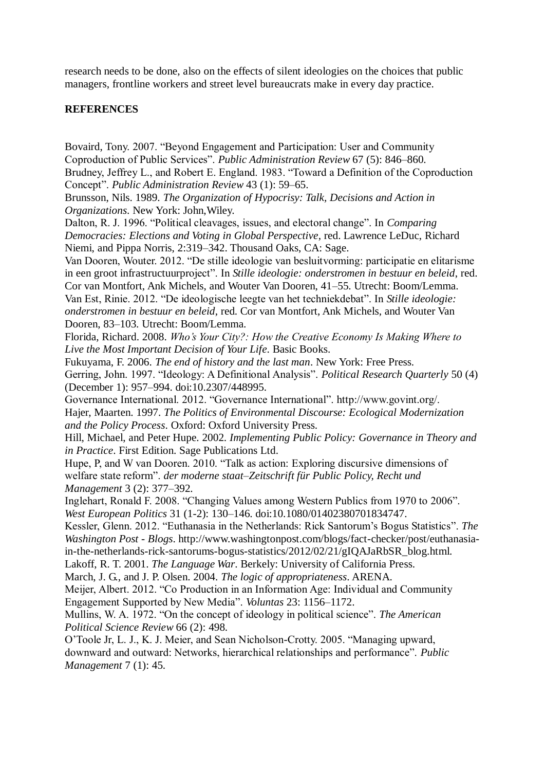research needs to be done, also on the effects of silent ideologies on the choices that public managers, frontline workers and street level bureaucrats make in every day practice.

**REFERENCES**

Bovaird, Tony. 2007. "Beyond Engagement and Participation: User and Community Coproduction of Public Services". *Public Administration Review* 67 (5): 846–860.

Brudney, Jeffrey L., and Robert E. England. 1983. "Toward a Definition of the Coproduction Concept". *Public Administration Review* 43 (1): 59–65.

Brunsson, Nils. 1989. *The Organization of Hypocrisy: Talk, Decisions and Action in Organizations*. New York: John,Wiley.

Dalton, R. J. 1996. "Political cleavages, issues, and electoral change". In *Comparing Democracies: Elections and Voting in Global Perspective*, red. Lawrence LeDuc, Richard Niemi, and Pippa Norris, 2:319–342. Thousand Oaks, CA: Sage.

Van Dooren, Wouter. 2012. "De stille ideologie van besluitvorming: participatie en elitarisme in een groot infrastructuurproject". In *Stille ideologie: onderstromen in bestuur en beleid*, red. Cor van Montfort, Ank Michels, and Wouter Van Dooren, 41–55. Utrecht: Boom/Lemma.

Van Est, Rinie. 2012. "De ideologische leegte van het techniekdebat". In *Stille ideologie: onderstromen in bestuur en beleid*, red. Cor van Montfort, Ank Michels, and Wouter Van Dooren, 83–103. Utrecht: Boom/Lemma.

Florida, Richard. 2008. *Who's Your City?: How the Creative Economy Is Making Where to Live the Most Important Decision of Your Life*. Basic Books.

Fukuyama, F. 2006. *The end of history and the last man*. New York: Free Press.

Gerring, John. 1997. "Ideology: A Definitional Analysis". *Political Research Quarterly* 50 (4) (December 1): 957–994. doi:10.2307/448995.

Governance International. 2012. "Governance International". http://www.govint.org/.

Hajer, Maarten. 1997. *The Politics of Environmental Discourse: Ecological Modernization and the Policy Process*. Oxford: Oxford University Press.

Hill, Michael, and Peter Hupe. 2002. *Implementing Public Policy: Governance in Theory and in Practice*. First Edition. Sage Publications Ltd.

Hupe, P, and W van Dooren. 2010. "Talk as action: Exploring discursive dimensions of welfare state reform". *der moderne staat–Zeitschrift für Public Policy, Recht und Management* 3 (2): 377–392.

Inglehart, Ronald F. 2008. "Changing Values among Western Publics from 1970 to 2006". *West European Politics* 31 (1-2): 130–146. doi:10.1080/01402380701834747.

Kessler, Glenn. 2012. "Euthanasia in the Netherlands: Rick Santorum's Bogus Statistics". *The Washington Post - Blogs*. http://www.washingtonpost.com/blogs/fact-checker/post/euthanasia-in-the-netherlands-rick-santorums-bogus-statistics/2012/02/21/gIQAJaRbSR_blog.html.

Lakoff, R. T. 2001. *The Language War*. Berkely: University of California Press.

March, J. G., and J. P. Olsen. 2004. *The logic of appropriateness*. ARENA.

Meijer, Albert. 2012. "Co Production in an Information Age: Individual and Community Engagement Supported by New Media". *Voluntas* 23: 1156–1172.

Mullins, W. A. 1972. "On the concept of ideology in political science". *The American Political Science Review* 66 (2): 498.

O'Toole Jr, L. J., K. J. Meier, and Sean Nicholson-Crotty. 2005. "Managing upward, downward and outward: Networks, hierarchical relationships and performance". *Public Management* 7 (1): 45.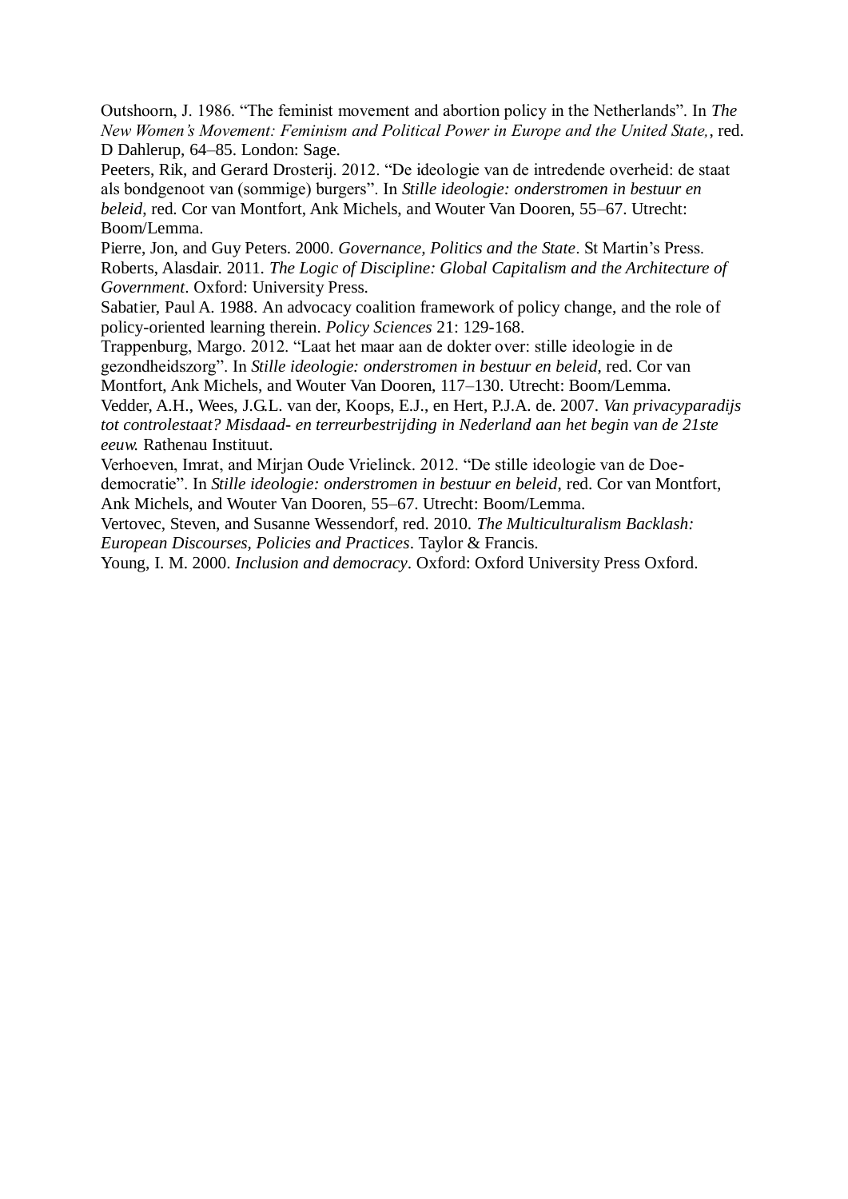Outshoorn, J. 1986. “The feminist movement and abortion policy in the Netherlands”. In *The New Women’s Movement: Feminism and Political Power in Europe and the United State,*, red. D Dahlerup, 64–85. London: Sage.

Peeters, Rik, and Gerard Drosterij. 2012. “De ideologie van de intredende overheid: de staat als bondgenoot van (sommige) burgers”. In *Stille ideologie: onderstromen in bestuur en beleid*, red. Cor van Montfort, Ank Michels, and Wouter Van Dooren, 55–67. Utrecht: Boom/Lemma.

Pierre, Jon, and Guy Peters. 2000. *Governance, Politics and the State*. St Martin’s Press.

Roberts, Alasdair. 2011. *The Logic of Discipline: Global Capitalism and the Architecture of Government*. Oxford: University Press.

Sabatier, Paul A. 1988. An advocacy coalition framework of policy change, and the role of policy-oriented learning therein. *Policy Sciences* 21: 129-168.

Trappenburg, Margo. 2012. “Laat het maar aan de dokter over: stille ideologie in de gezondheidszorg”. In *Stille ideologie: onderstromen in bestuur en beleid*, red. Cor van Montfort, Ank Michels, and Wouter Van Dooren, 117–130. Utrecht: Boom/Lemma.

Vedder, A.H., Wees, J.G.L. van der, Koops, E.J., en Hert, P.J.A. de. 2007. *Van privacyparadijs tot controlestaat? Misdaad- en terreurbestrijding in Nederland aan het begin van de 21ste eeuw.* Rathenau Instituut.

Verhoeven, Imrat, and Mirjan Oude Vrielinck. 2012. “De stille ideologie van de Doe-democratie”. In *Stille ideologie: onderstromen in bestuur en beleid*, red. Cor van Montfort, Ank Michels, and Wouter Van Dooren, 55–67. Utrecht: Boom/Lemma.

Vertovec, Steven, and Susanne Wessendorf, red. 2010. *The Multiculturalism Backlash: European Discourses, Policies and Practices*. Taylor & Francis.

Young, I. M. 2000. *Inclusion and democracy*. Oxford: Oxford University Press Oxford.